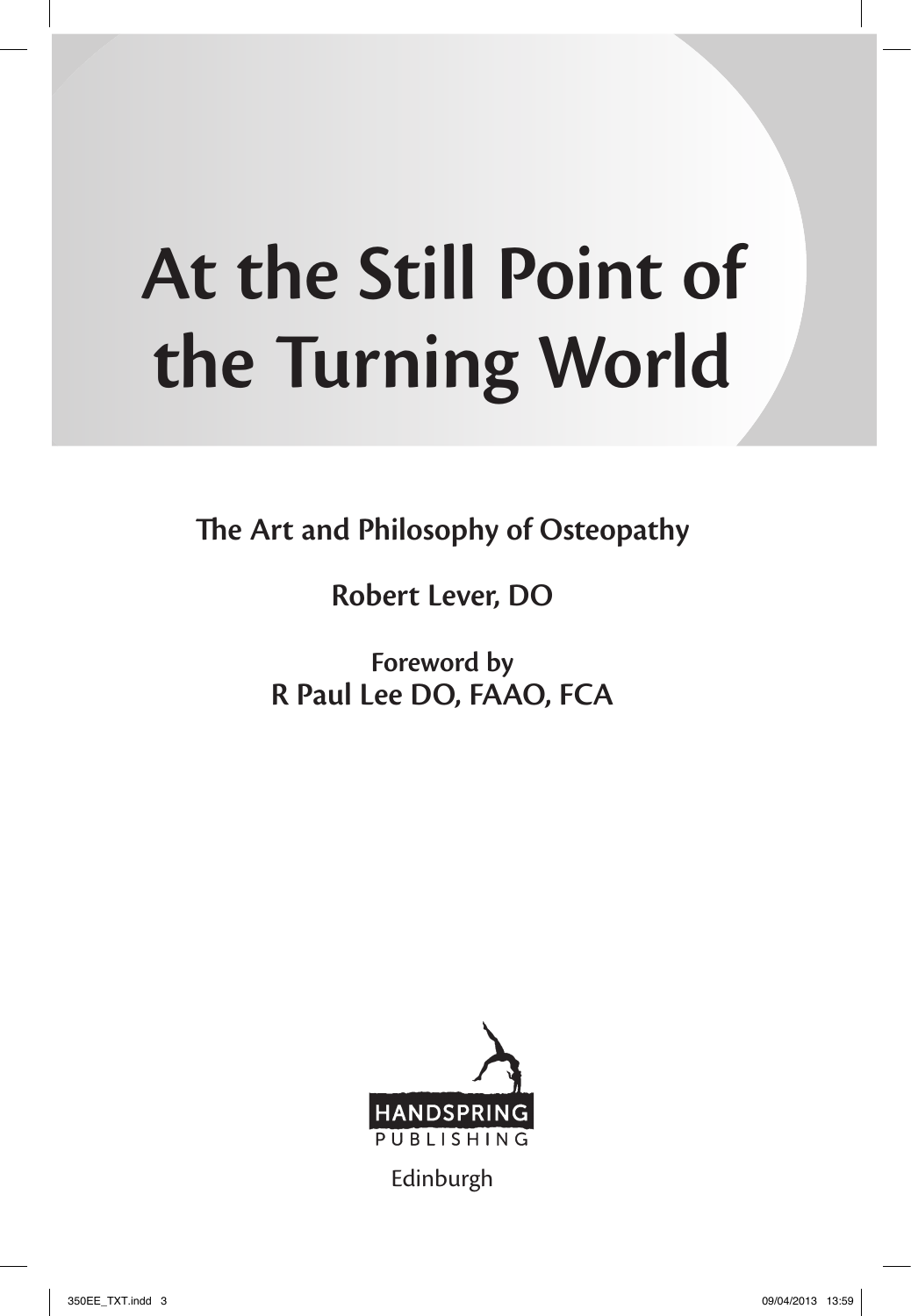# At the Still Point of the Turning World

**The Art and Philosophy of Osteopathy**

**Robert Lever, DO**

**Foreword by**
**R Paul Lee DO, FAAO, FCA**

HANDSPRING PUBLISHING

Edinburgh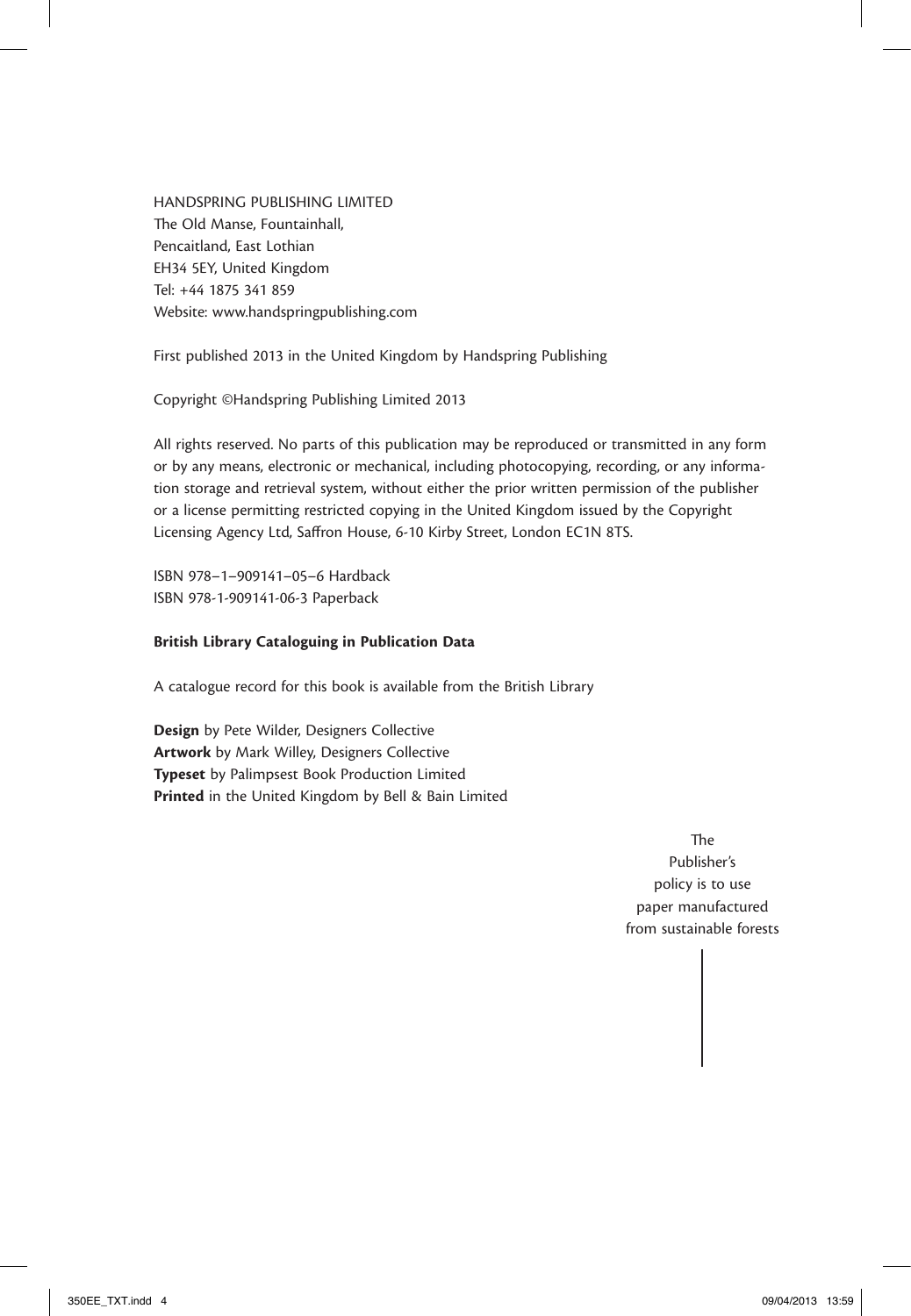HANDSPRING PUBLISHING LIMITED
The Old Manse, Fountainhall,
Pencaitland, East Lothian
EH34 5EY, United Kingdom
Tel: +44 1875 341 859
Website: www.handspringpublishing.com

First published 2013 in the United Kingdom by Handspring Publishing

Copyright ©Handspring Publishing Limited 2013

All rights reserved. No parts of this publication may be reproduced or transmitted in any form or by any means, electronic or mechanical, including photocopying, recording, or any information storage and retrieval system, without either the prior written permission of the publisher or a license permitting restricted copying in the United Kingdom issued by the Copyright Licensing Agency Ltd, Saffron House, 6-10 Kirby Street, London EC1N 8TS.

ISBN 978–1–909141–05–6 Hardback
ISBN 978-1-909141-06-3 Paperback

**British Library Cataloguing in Publication Data**

A catalogue record for this book is available from the British Library

**Design** by Pete Wilder, Designers Collective
**Artwork** by Mark Willey, Designers Collective
**Typeset** by Palimpsest Book Production Limited
**Printed** in the United Kingdom by Bell & Bain Limited

The Publisher's policy is to use paper manufactured from sustainable forests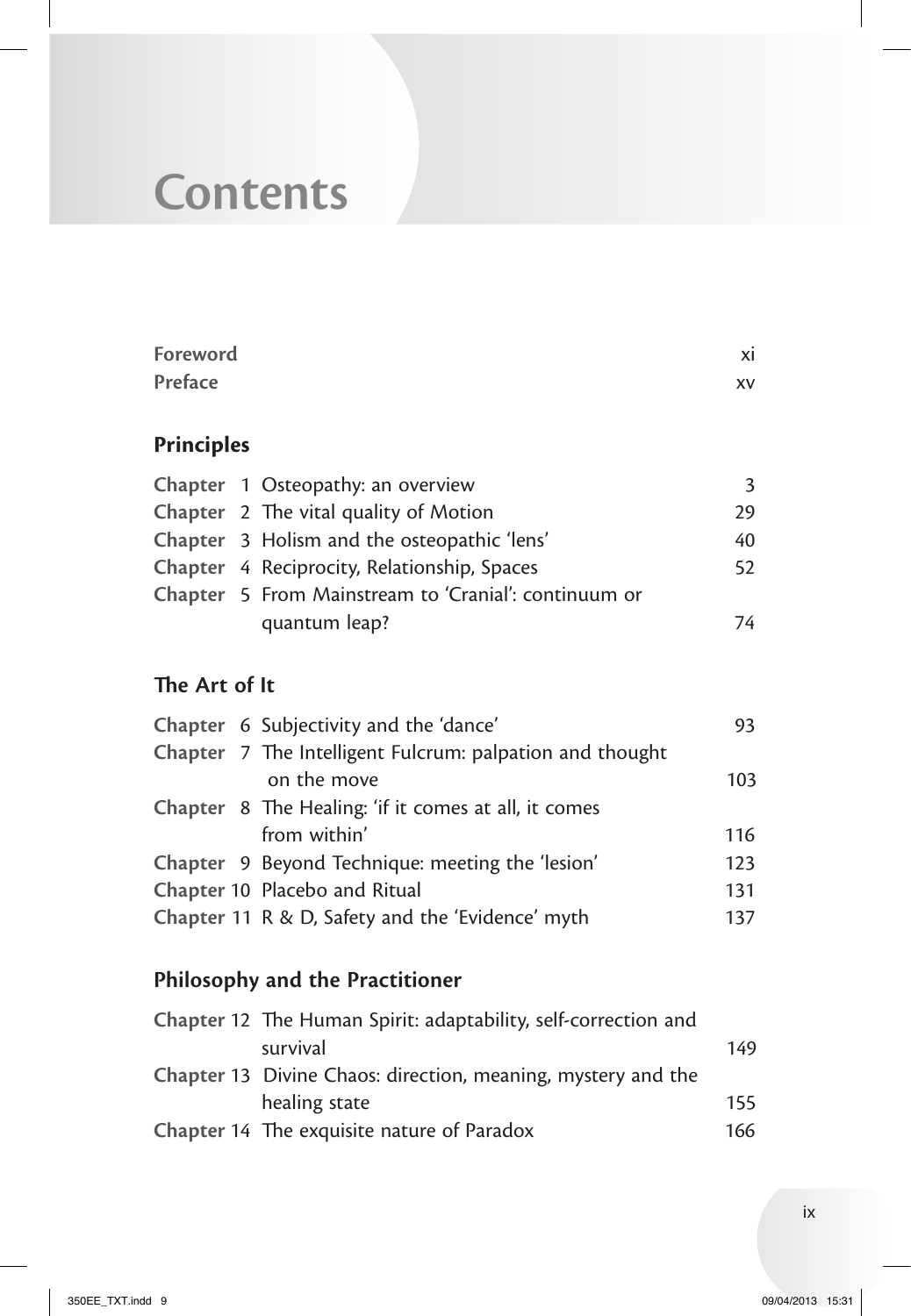# Contents

| | |
|---|---|
| **Foreword** | xi |
| **Preface** | xv |

## Principles

| | | |
|---|---|---|
| **Chapter 1** | Osteopathy: an overview | 3 |
| **Chapter 2** | The vital quality of Motion | 29 |
| **Chapter 3** | Holism and the osteopathic 'lens' | 40 |
| **Chapter 4** | Reciprocity, Relationship, Spaces | 52 |
| **Chapter 5** | From Mainstream to 'Cranial': continuum or quantum leap? | 74 |

## The Art of It

| | | |
|---|---|---|
| **Chapter 6** | Subjectivity and the 'dance' | 93 |
| **Chapter 7** | The Intelligent Fulcrum: palpation and thought on the move | 103 |
| **Chapter 8** | The Healing: 'if it comes at all, it comes from within' | 116 |
| **Chapter 9** | Beyond Technique: meeting the 'lesion' | 123 |
| **Chapter 10** | Placebo and Ritual | 131 |
| **Chapter 11** | R & D, Safety and the 'Evidence' myth | 137 |

## Philosophy and the Practitioner

| | | |
|---|---|---|
| **Chapter 12** | The Human Spirit: adaptability, self-correction and survival | 149 |
| **Chapter 13** | Divine Chaos: direction, meaning, mystery and the healing state | 155 |
| **Chapter 14** | The exquisite nature of Paradox | 166 |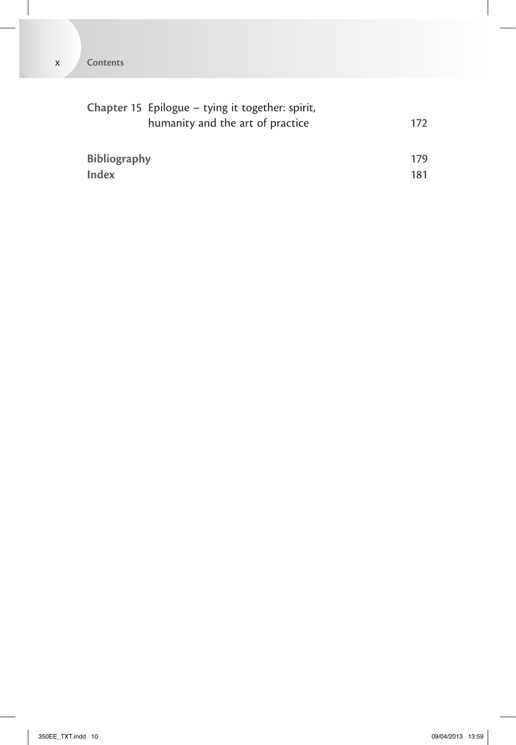**Chapter** 15 Epilogue – tying it together: spirit, humanity and the art of practice 172

**Bibliography** 179

**Index** 181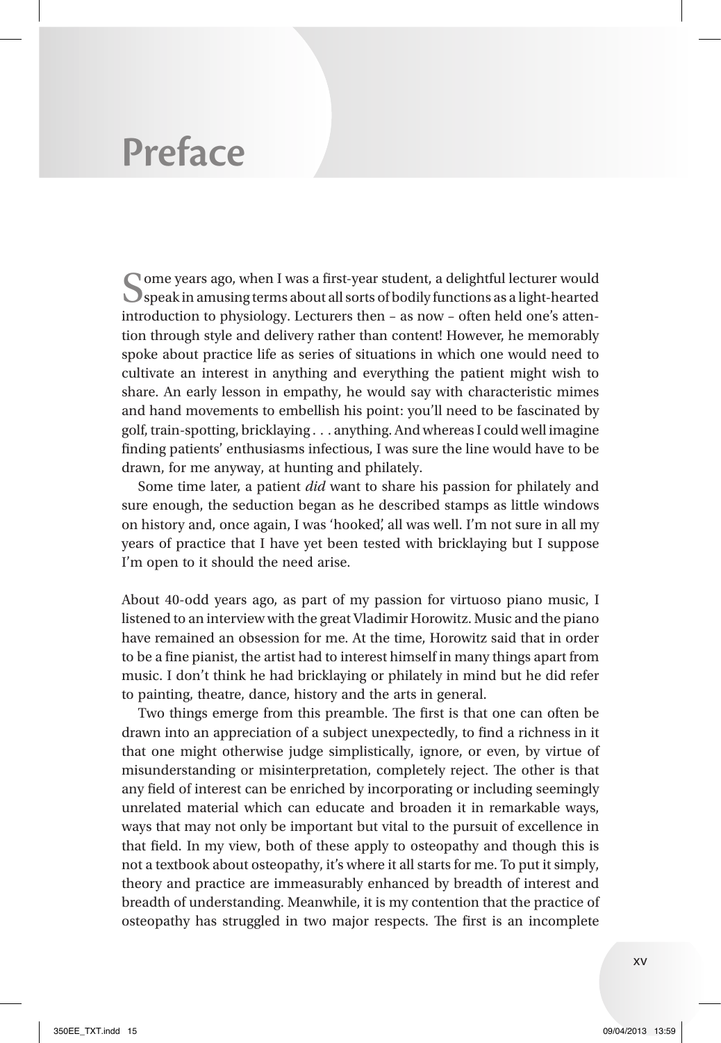# Preface

Some years ago, when I was a first-year student, a delightful lecturer would speak in amusing terms about all sorts of bodily functions as a light-hearted introduction to physiology. Lecturers then – as now – often held one's attention through style and delivery rather than content! However, he memorably spoke about practice life as series of situations in which one would need to cultivate an interest in anything and everything the patient might wish to share. An early lesson in empathy, he would say with characteristic mimes and hand movements to embellish his point: you'll need to be fascinated by golf, train-spotting, bricklaying . . . anything. And whereas I could well imagine finding patients' enthusiasms infectious, I was sure the line would have to be drawn, for me anyway, at hunting and philately.

Some time later, a patient *did* want to share his passion for philately and sure enough, the seduction began as he described stamps as little windows on history and, once again, I was 'hooked', all was well. I'm not sure in all my years of practice that I have yet been tested with bricklaying but I suppose I'm open to it should the need arise.

About 40-odd years ago, as part of my passion for virtuoso piano music, I listened to an interview with the great Vladimir Horowitz. Music and the piano have remained an obsession for me. At the time, Horowitz said that in order to be a fine pianist, the artist had to interest himself in many things apart from music. I don't think he had bricklaying or philately in mind but he did refer to painting, theatre, dance, history and the arts in general.

Two things emerge from this preamble. The first is that one can often be drawn into an appreciation of a subject unexpectedly, to find a richness in it that one might otherwise judge simplistically, ignore, or even, by virtue of misunderstanding or misinterpretation, completely reject. The other is that any field of interest can be enriched by incorporating or including seemingly unrelated material which can educate and broaden it in remarkable ways, ways that may not only be important but vital to the pursuit of excellence in that field. In my view, both of these apply to osteopathy and though this is not a textbook about osteopathy, it's where it all starts for me. To put it simply, theory and practice are immeasurably enhanced by breadth of interest and breadth of understanding. Meanwhile, it is my contention that the practice of osteopathy has struggled in two major respects. The first is an incomplete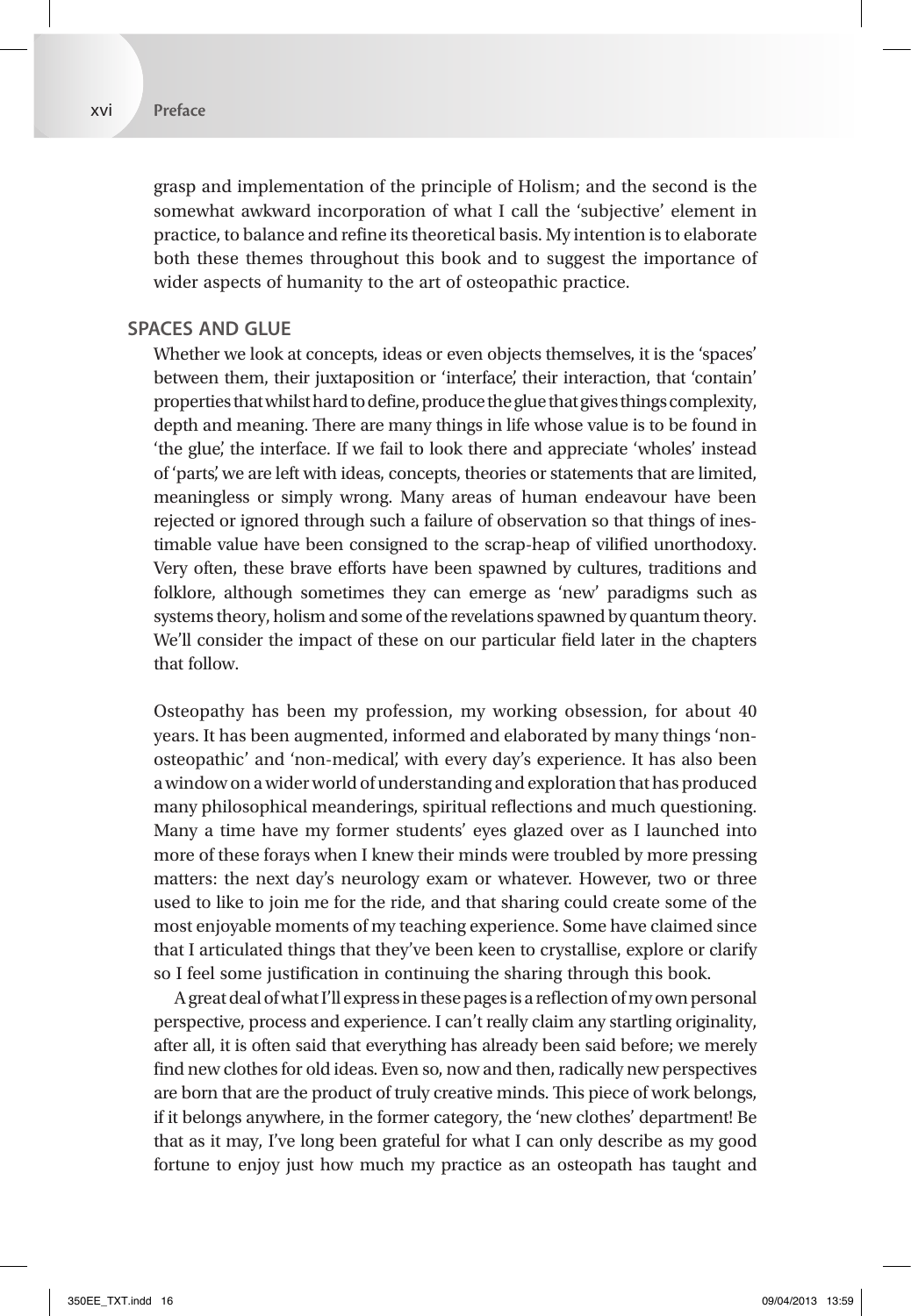grasp and implementation of the principle of Holism; and the second is the somewhat awkward incorporation of what I call the 'subjective' element in practice, to balance and refine its theoretical basis. My intention is to elaborate both these themes throughout this book and to suggest the importance of wider aspects of humanity to the art of osteopathic practice.

## SPACES AND GLUE

Whether we look at concepts, ideas or even objects themselves, it is the 'spaces' between them, their juxtaposition or 'interface', their interaction, that 'contain' properties that whilst hard to define, produce the glue that gives things complexity, depth and meaning. There are many things in life whose value is to be found in 'the glue', the interface. If we fail to look there and appreciate 'wholes' instead of 'parts', we are left with ideas, concepts, theories or statements that are limited, meaningless or simply wrong. Many areas of human endeavour have been rejected or ignored through such a failure of observation so that things of inestimable value have been consigned to the scrap-heap of vilified unorthodoxy. Very often, these brave efforts have been spawned by cultures, traditions and folklore, although sometimes they can emerge as 'new' paradigms such as systems theory, holism and some of the revelations spawned by quantum theory. We'll consider the impact of these on our particular field later in the chapters that follow.

Osteopathy has been my profession, my working obsession, for about 40 years. It has been augmented, informed and elaborated by many things 'non-osteopathic' and 'non-medical', with every day's experience. It has also been a window on a wider world of understanding and exploration that has produced many philosophical meanderings, spiritual reflections and much questioning. Many a time have my former students' eyes glazed over as I launched into more of these forays when I knew their minds were troubled by more pressing matters: the next day's neurology exam or whatever. However, two or three used to like to join me for the ride, and that sharing could create some of the most enjoyable moments of my teaching experience. Some have claimed since that I articulated things that they've been keen to crystallise, explore or clarify so I feel some justification in continuing the sharing through this book.

A great deal of what I'll express in these pages is a reflection of my own personal perspective, process and experience. I can't really claim any startling originality, after all, it is often said that everything has already been said before; we merely find new clothes for old ideas. Even so, now and then, radically new perspectives are born that are the product of truly creative minds. This piece of work belongs, if it belongs anywhere, in the former category, the 'new clothes' department! Be that as it may, I've long been grateful for what I can only describe as my good fortune to enjoy just how much my practice as an osteopath has taught and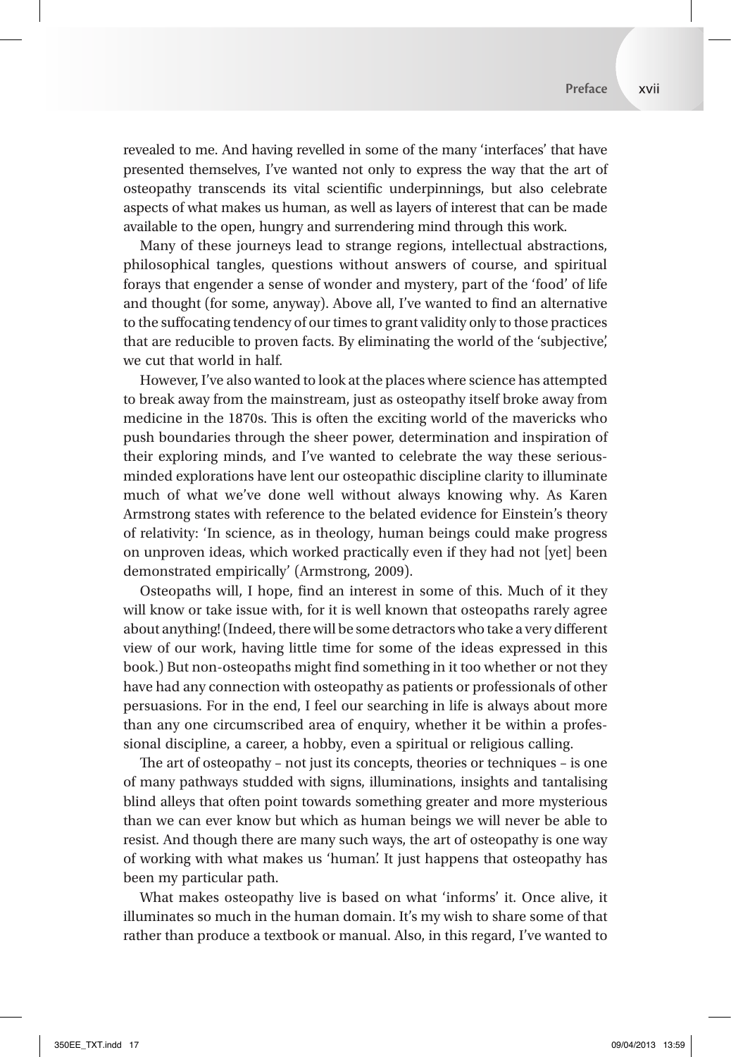revealed to me. And having revelled in some of the many 'interfaces' that have presented themselves, I've wanted not only to express the way that the art of osteopathy transcends its vital scientific underpinnings, but also celebrate aspects of what makes us human, as well as layers of interest that can be made available to the open, hungry and surrendering mind through this work.

Many of these journeys lead to strange regions, intellectual abstractions, philosophical tangles, questions without answers of course, and spiritual forays that engender a sense of wonder and mystery, part of the 'food' of life and thought (for some, anyway). Above all, I've wanted to find an alternative to the suffocating tendency of our times to grant validity only to those practices that are reducible to proven facts. By eliminating the world of the 'subjective', we cut that world in half.

However, I've also wanted to look at the places where science has attempted to break away from the mainstream, just as osteopathy itself broke away from medicine in the 1870s. This is often the exciting world of the mavericks who push boundaries through the sheer power, determination and inspiration of their exploring minds, and I've wanted to celebrate the way these serious-minded explorations have lent our osteopathic discipline clarity to illuminate much of what we've done well without always knowing why. As Karen Armstrong states with reference to the belated evidence for Einstein's theory of relativity: 'In science, as in theology, human beings could make progress on unproven ideas, which worked practically even if they had not [yet] been demonstrated empirically' (Armstrong, 2009).

Osteopaths will, I hope, find an interest in some of this. Much of it they will know or take issue with, for it is well known that osteopaths rarely agree about anything! (Indeed, there will be some detractors who take a very different view of our work, having little time for some of the ideas expressed in this book.) But non-osteopaths might find something in it too whether or not they have had any connection with osteopathy as patients or professionals of other persuasions. For in the end, I feel our searching in life is always about more than any one circumscribed area of enquiry, whether it be within a professional discipline, a career, a hobby, even a spiritual or religious calling.

The art of osteopathy – not just its concepts, theories or techniques – is one of many pathways studded with signs, illuminations, insights and tantalising blind alleys that often point towards something greater and more mysterious than we can ever know but which as human beings we will never be able to resist. And though there are many such ways, the art of osteopathy is one way of working with what makes us 'human'. It just happens that osteopathy has been my particular path.

What makes osteopathy live is based on what 'informs' it. Once alive, it illuminates so much in the human domain. It's my wish to share some of that rather than produce a textbook or manual. Also, in this regard, I've wanted to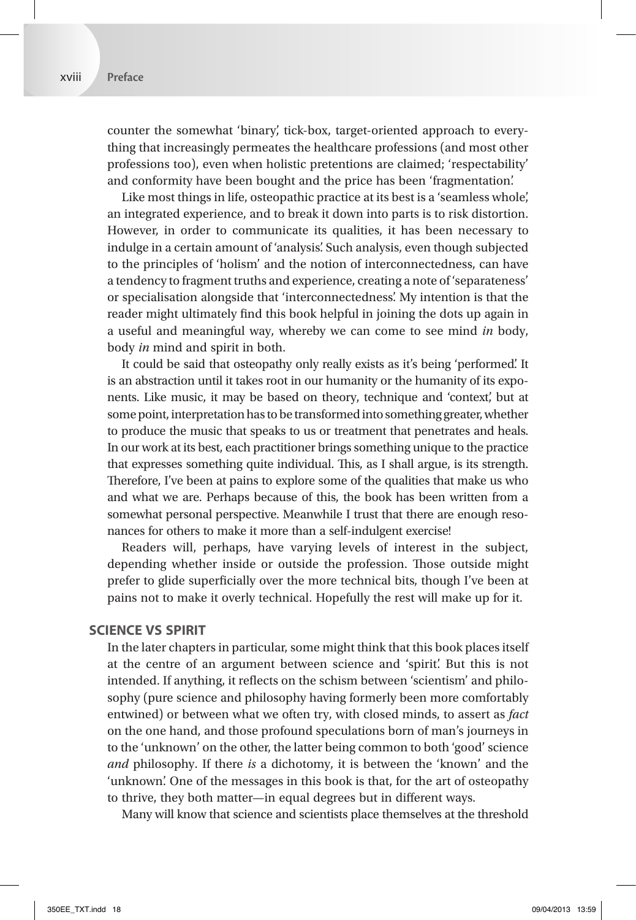counter the somewhat 'binary', tick-box, target-oriented approach to everything that increasingly permeates the healthcare professions (and most other professions too), even when holistic pretentions are claimed; 'respectability' and conformity have been bought and the price has been 'fragmentation'.

Like most things in life, osteopathic practice at its best is a 'seamless whole', an integrated experience, and to break it down into parts is to risk distortion. However, in order to communicate its qualities, it has been necessary to indulge in a certain amount of 'analysis'. Such analysis, even though subjected to the principles of 'holism' and the notion of interconnectedness, can have a tendency to fragment truths and experience, creating a note of 'separateness' or specialisation alongside that 'interconnectedness'. My intention is that the reader might ultimately find this book helpful in joining the dots up again in a useful and meaningful way, whereby we can come to see mind *in* body, body *in* mind and spirit in both.

It could be said that osteopathy only really exists as it's being 'performed'. It is an abstraction until it takes root in our humanity or the humanity of its exponents. Like music, it may be based on theory, technique and 'context', but at some point, interpretation has to be transformed into something greater, whether to produce the music that speaks to us or treatment that penetrates and heals. In our work at its best, each practitioner brings something unique to the practice that expresses something quite individual. This, as I shall argue, is its strength. Therefore, I've been at pains to explore some of the qualities that make us who and what we are. Perhaps because of this, the book has been written from a somewhat personal perspective. Meanwhile I trust that there are enough resonances for others to make it more than a self-indulgent exercise!

Readers will, perhaps, have varying levels of interest in the subject, depending whether inside or outside the profession. Those outside might prefer to glide superficially over the more technical bits, though I've been at pains not to make it overly technical. Hopefully the rest will make up for it.

## SCIENCE VS SPIRIT

In the later chapters in particular, some might think that this book places itself at the centre of an argument between science and 'spirit'. But this is not intended. If anything, it reflects on the schism between 'scientism' and philosophy (pure science and philosophy having formerly been more comfortably entwined) or between what we often try, with closed minds, to assert as *fact* on the one hand, and those profound speculations born of man's journeys in to the 'unknown' on the other, the latter being common to both 'good' science *and* philosophy. If there *is* a dichotomy, it is between the 'known' and the 'unknown'. One of the messages in this book is that, for the art of osteopathy to thrive, they both matter—in equal degrees but in different ways.

Many will know that science and scientists place themselves at the threshold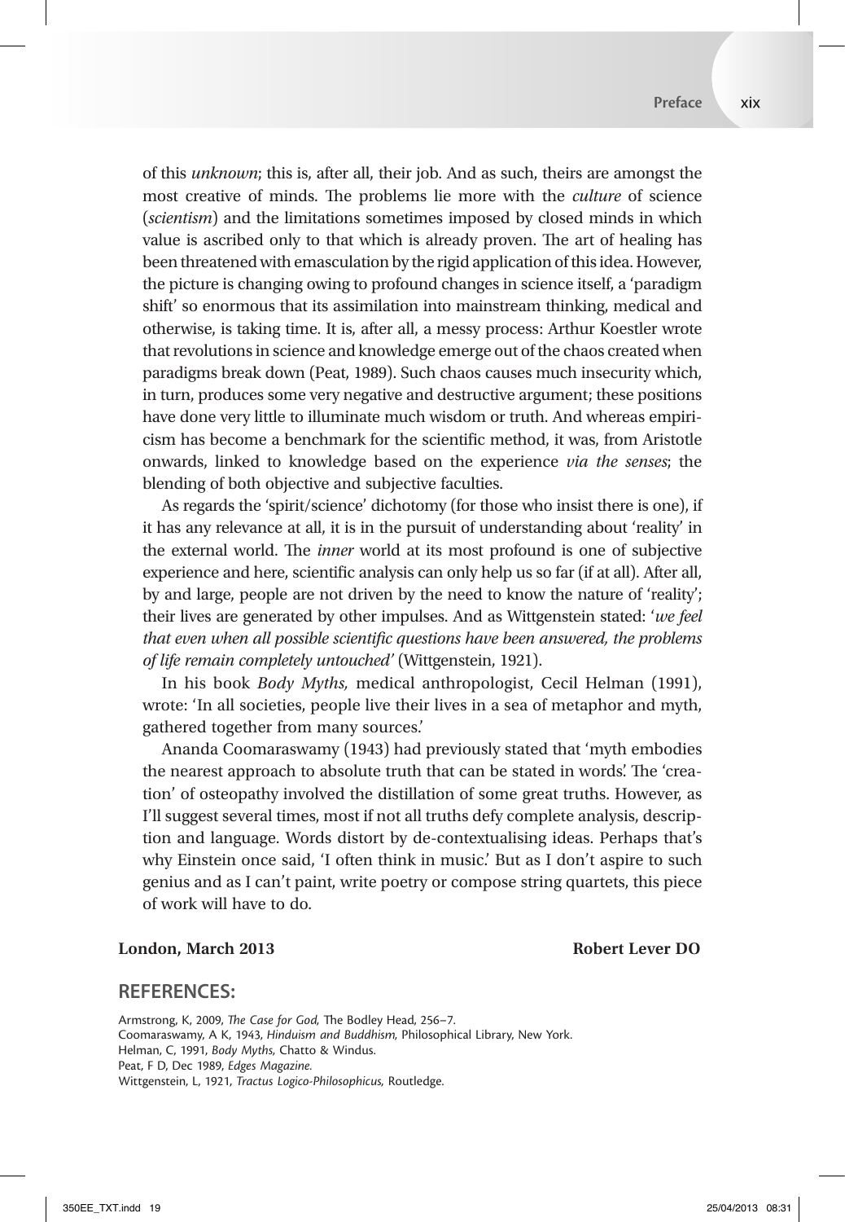of this *unknown*; this is, after all, their job. And as such, theirs are amongst the most creative of minds. The problems lie more with the *culture* of science (*scientism*) and the limitations sometimes imposed by closed minds in which value is ascribed only to that which is already proven. The art of healing has been threatened with emasculation by the rigid application of this idea. However, the picture is changing owing to profound changes in science itself, a 'paradigm shift' so enormous that its assimilation into mainstream thinking, medical and otherwise, is taking time. It is, after all, a messy process: Arthur Koestler wrote that revolutions in science and knowledge emerge out of the chaos created when paradigms break down (Peat, 1989). Such chaos causes much insecurity which, in turn, produces some very negative and destructive argument; these positions have done very little to illuminate much wisdom or truth. And whereas empiricism has become a benchmark for the scientific method, it was, from Aristotle onwards, linked to knowledge based on the experience *via the senses*; the blending of both objective and subjective faculties.

As regards the 'spirit/science' dichotomy (for those who insist there is one), if it has any relevance at all, it is in the pursuit of understanding about 'reality' in the external world. The *inner* world at its most profound is one of subjective experience and here, scientific analysis can only help us so far (if at all). After all, by and large, people are not driven by the need to know the nature of 'reality'; their lives are generated by other impulses. And as Wittgenstein stated: '*we feel that even when all possible scientific questions have been answered, the problems of life remain completely untouched*' (Wittgenstein, 1921).

In his book *Body Myths,* medical anthropologist, Cecil Helman (1991), wrote: 'In all societies, people live their lives in a sea of metaphor and myth, gathered together from many sources.'

Ananda Coomaraswamy (1943) had previously stated that 'myth embodies the nearest approach to absolute truth that can be stated in words'. The 'creation' of osteopathy involved the distillation of some great truths. However, as I'll suggest several times, most if not all truths defy complete analysis, description and language. Words distort by de-contextualising ideas. Perhaps that's why Einstein once said, 'I often think in music.' But as I don't aspire to such genius and as I can't paint, write poetry or compose string quartets, this piece of work will have to do.

**London, March 2013** **Robert Lever DO**

## REFERENCES:

Armstrong, K, 2009, *The Case for God,* The Bodley Head, 256–7.
Coomaraswamy, A K, 1943, *Hinduism and Buddhism,* Philosophical Library, New York.
Helman, C, 1991, *Body Myths,* Chatto & Windus.
Peat, F D, Dec 1989, *Edges Magazine.*
Wittgenstein, L, 1921, *Tractus Logico-Philosophicus,* Routledge.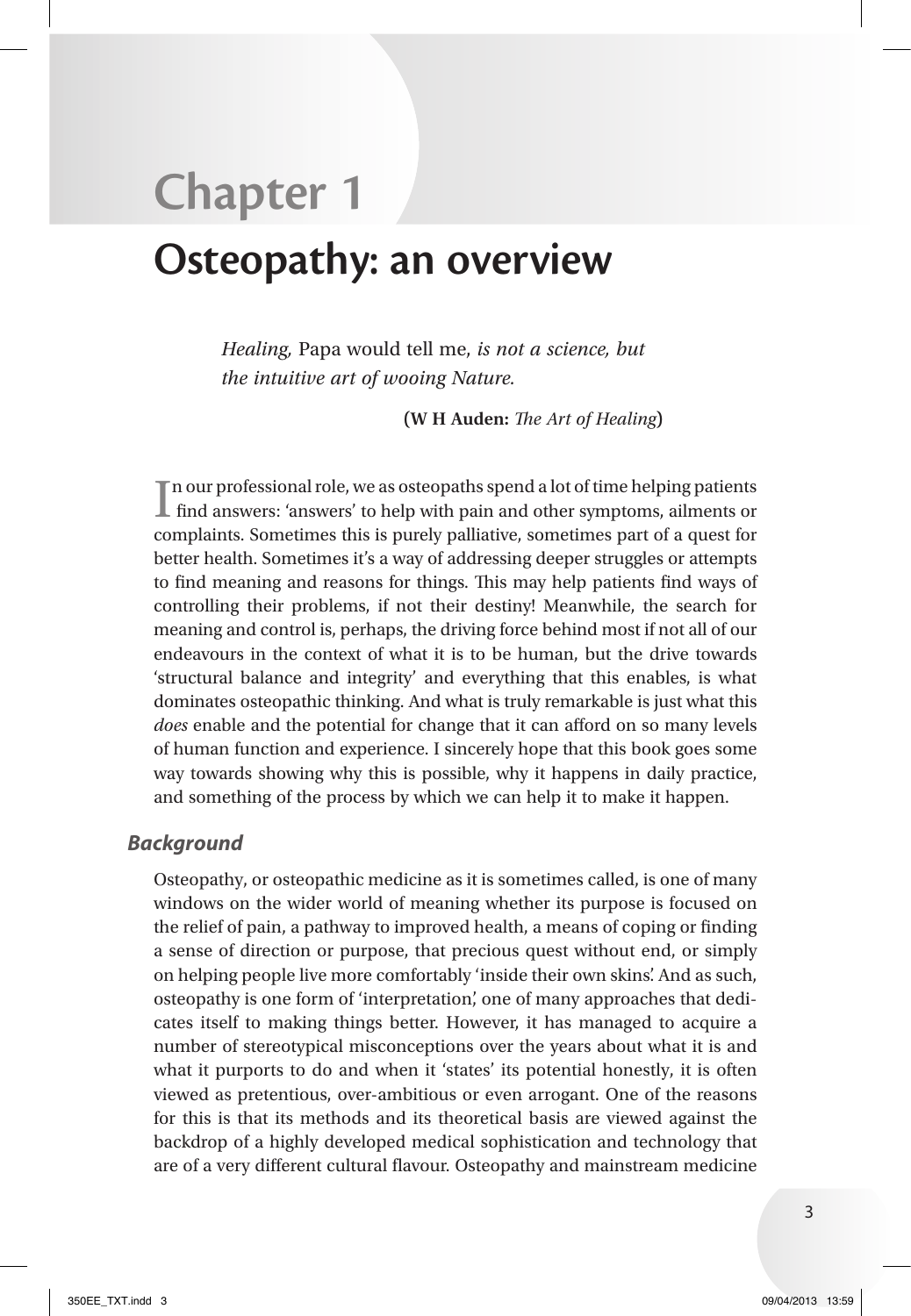# Chapter 1

# Osteopathy: an overview

> *Healing,* Papa would tell me, *is not a science, but the intuitive art of wooing Nature.*
>
> **(W H Auden:** *The Art of Healing***)**

In our professional role, we as osteopaths spend a lot of time helping patients find answers: 'answers' to help with pain and other symptoms, ailments or complaints. Sometimes this is purely palliative, sometimes part of a quest for better health. Sometimes it's a way of addressing deeper struggles or attempts to find meaning and reasons for things. This may help patients find ways of controlling their problems, if not their destiny! Meanwhile, the search for meaning and control is, perhaps, the driving force behind most if not all of our endeavours in the context of what it is to be human, but the drive towards 'structural balance and integrity' and everything that this enables, is what dominates osteopathic thinking. And what is truly remarkable is just what this *does* enable and the potential for change that it can afford on so many levels of human function and experience. I sincerely hope that this book goes some way towards showing why this is possible, why it happens in daily practice, and something of the process by which we can help it to make it happen.

### *Background*

Osteopathy, or osteopathic medicine as it is sometimes called, is one of many windows on the wider world of meaning whether its purpose is focused on the relief of pain, a pathway to improved health, a means of coping or finding a sense of direction or purpose, that precious quest without end, or simply on helping people live more comfortably 'inside their own skins'. And as such, osteopathy is one form of 'interpretation', one of many approaches that dedicates itself to making things better. However, it has managed to acquire a number of stereotypical misconceptions over the years about what it is and what it purports to do and when it 'states' its potential honestly, it is often viewed as pretentious, over-ambitious or even arrogant. One of the reasons for this is that its methods and its theoretical basis are viewed against the backdrop of a highly developed medical sophistication and technology that are of a very different cultural flavour. Osteopathy and mainstream medicine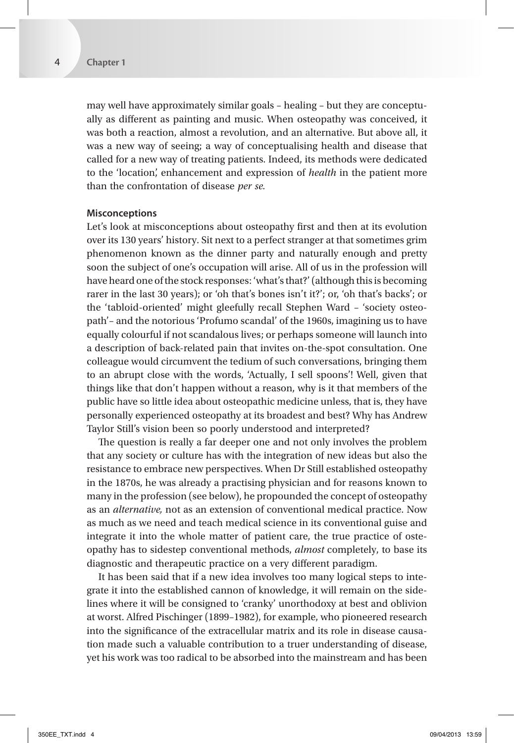may well have approximately similar goals – healing – but they are conceptually as different as painting and music. When osteopathy was conceived, it was both a reaction, almost a revolution, and an alternative. But above all, it was a new way of seeing; a way of conceptualising health and disease that called for a new way of treating patients. Indeed, its methods were dedicated to the 'location', enhancement and expression of *health* in the patient more than the confrontation of disease *per se.*

### Misconceptions

Let's look at misconceptions about osteopathy first and then at its evolution over its 130 years' history. Sit next to a perfect stranger at that sometimes grim phenomenon known as the dinner party and naturally enough and pretty soon the subject of one's occupation will arise. All of us in the profession will have heard one of the stock responses: 'what's that?' (although this is becoming rarer in the last 30 years); or 'oh that's bones isn't it?'; or, 'oh that's backs'; or the 'tabloid-oriented' might gleefully recall Stephen Ward – 'society osteopath'– and the notorious 'Profumo scandal' of the 1960s, imagining us to have equally colourful if not scandalous lives; or perhaps someone will launch into a description of back-related pain that invites on-the-spot consultation. One colleague would circumvent the tedium of such conversations, bringing them to an abrupt close with the words, 'Actually, I sell spoons'! Well, given that things like that don't happen without a reason, why is it that members of the public have so little idea about osteopathic medicine unless, that is, they have personally experienced osteopathy at its broadest and best? Why has Andrew Taylor Still's vision been so poorly understood and interpreted?

The question is really a far deeper one and not only involves the problem that any society or culture has with the integration of new ideas but also the resistance to embrace new perspectives. When Dr Still established osteopathy in the 1870s, he was already a practising physician and for reasons known to many in the profession (see below), he propounded the concept of osteopathy as an *alternative,* not as an extension of conventional medical practice. Now as much as we need and teach medical science in its conventional guise and integrate it into the whole matter of patient care, the true practice of osteopathy has to sidestep conventional methods, *almost* completely, to base its diagnostic and therapeutic practice on a very different paradigm.

It has been said that if a new idea involves too many logical steps to integrate it into the established cannon of knowledge, it will remain on the sidelines where it will be consigned to 'cranky' unorthodoxy at best and oblivion at worst. Alfred Pischinger (1899–1982), for example, who pioneered research into the significance of the extracellular matrix and its role in disease causation made such a valuable contribution to a truer understanding of disease, yet his work was too radical to be absorbed into the mainstream and has been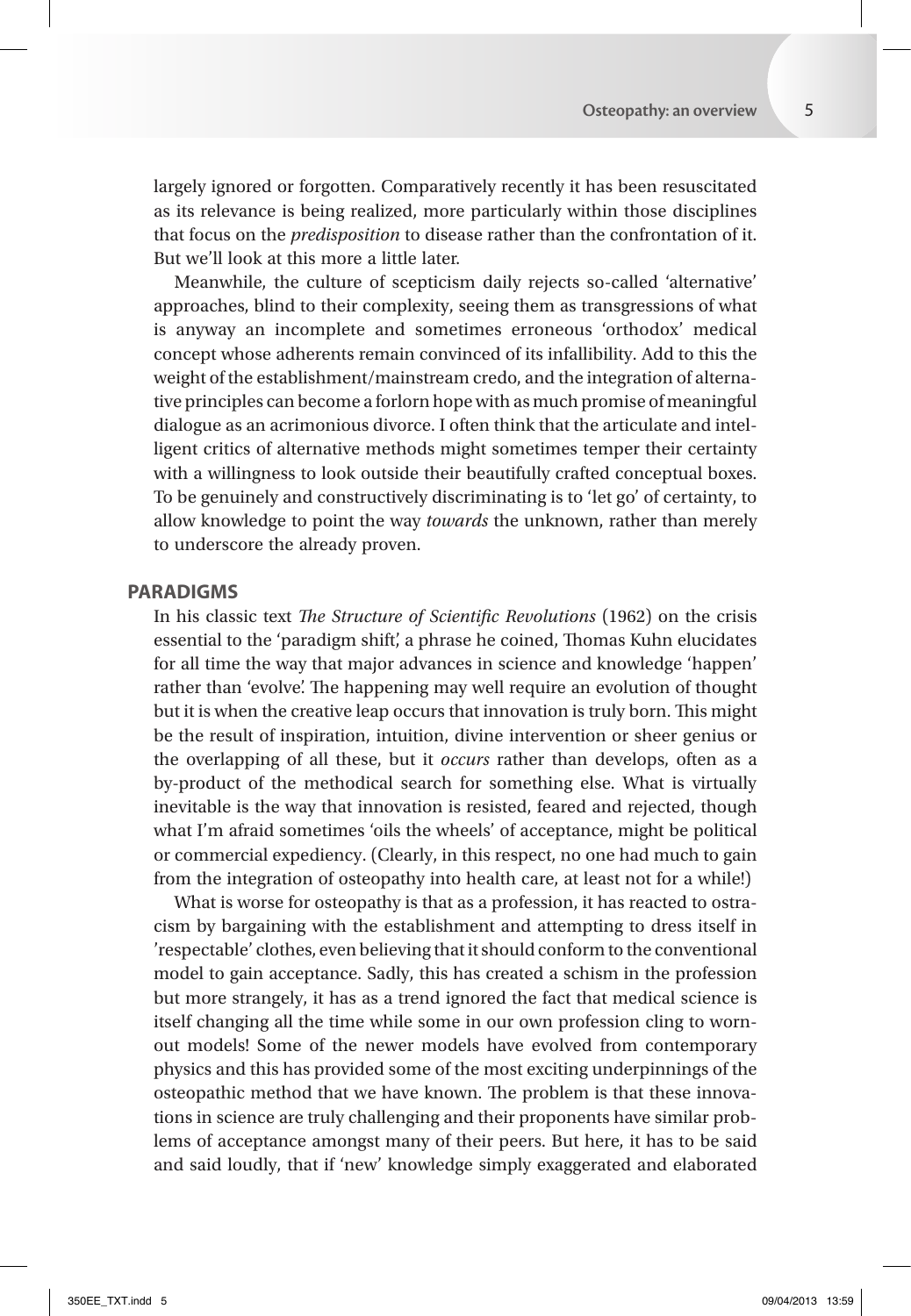largely ignored or forgotten. Comparatively recently it has been resuscitated as its relevance is being realized, more particularly within those disciplines that focus on the *predisposition* to disease rather than the confrontation of it. But we'll look at this more a little later.

Meanwhile, the culture of scepticism daily rejects so-called 'alternative' approaches, blind to their complexity, seeing them as transgressions of what is anyway an incomplete and sometimes erroneous 'orthodox' medical concept whose adherents remain convinced of its infallibility. Add to this the weight of the establishment/mainstream credo, and the integration of alternative principles can become a forlorn hope with as much promise of meaningful dialogue as an acrimonious divorce. I often think that the articulate and intelligent critics of alternative methods might sometimes temper their certainty with a willingness to look outside their beautifully crafted conceptual boxes. To be genuinely and constructively discriminating is to 'let go' of certainty, to allow knowledge to point the way *towards* the unknown, rather than merely to underscore the already proven.

## PARADIGMS

In his classic text *The Structure of Scientific Revolutions* (1962) on the crisis essential to the 'paradigm shift', a phrase he coined, Thomas Kuhn elucidates for all time the way that major advances in science and knowledge 'happen' rather than 'evolve'. The happening may well require an evolution of thought but it is when the creative leap occurs that innovation is truly born. This might be the result of inspiration, intuition, divine intervention or sheer genius or the overlapping of all these, but it *occurs* rather than develops, often as a by-product of the methodical search for something else. What is virtually inevitable is the way that innovation is resisted, feared and rejected, though what I'm afraid sometimes 'oils the wheels' of acceptance, might be political or commercial expediency. (Clearly, in this respect, no one had much to gain from the integration of osteopathy into health care, at least not for a while!)

What is worse for osteopathy is that as a profession, it has reacted to ostracism by bargaining with the establishment and attempting to dress itself in 'respectable' clothes, even believing that it should conform to the conventional model to gain acceptance. Sadly, this has created a schism in the profession but more strangely, it has as a trend ignored the fact that medical science is itself changing all the time while some in our own profession cling to worn-out models! Some of the newer models have evolved from contemporary physics and this has provided some of the most exciting underpinnings of the osteopathic method that we have known. The problem is that these innovations in science are truly challenging and their proponents have similar problems of acceptance amongst many of their peers. But here, it has to be said and said loudly, that if 'new' knowledge simply exaggerated and elaborated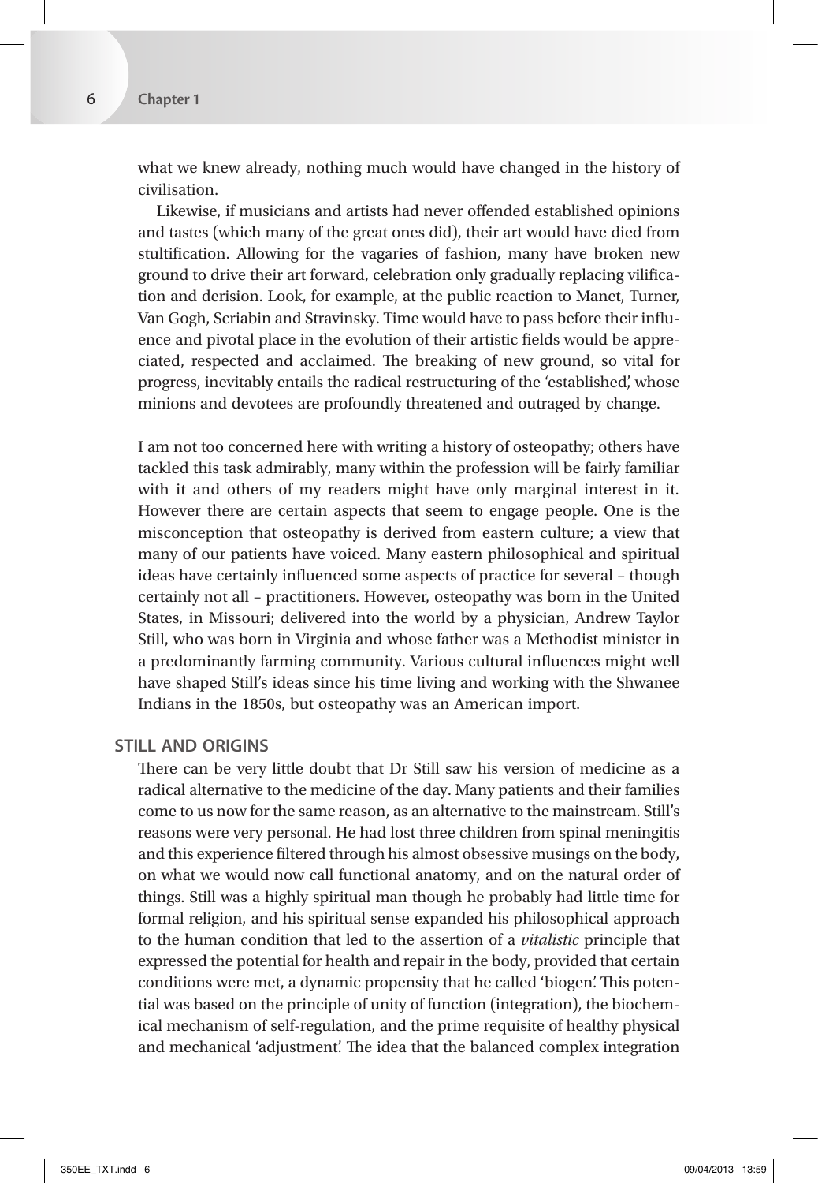what we knew already, nothing much would have changed in the history of civilisation.

Likewise, if musicians and artists had never offended established opinions and tastes (which many of the great ones did), their art would have died from stultification. Allowing for the vagaries of fashion, many have broken new ground to drive their art forward, celebration only gradually replacing vilification and derision. Look, for example, at the public reaction to Manet, Turner, Van Gogh, Scriabin and Stravinsky. Time would have to pass before their influence and pivotal place in the evolution of their artistic fields would be appreciated, respected and acclaimed. The breaking of new ground, so vital for progress, inevitably entails the radical restructuring of the 'established', whose minions and devotees are profoundly threatened and outraged by change.

I am not too concerned here with writing a history of osteopathy; others have tackled this task admirably, many within the profession will be fairly familiar with it and others of my readers might have only marginal interest in it. However there are certain aspects that seem to engage people. One is the misconception that osteopathy is derived from eastern culture; a view that many of our patients have voiced. Many eastern philosophical and spiritual ideas have certainly influenced some aspects of practice for several – though certainly not all – practitioners. However, osteopathy was born in the United States, in Missouri; delivered into the world by a physician, Andrew Taylor Still, who was born in Virginia and whose father was a Methodist minister in a predominantly farming community. Various cultural influences might well have shaped Still's ideas since his time living and working with the Shwanee Indians in the 1850s, but osteopathy was an American import.

## STILL AND ORIGINS

There can be very little doubt that Dr Still saw his version of medicine as a radical alternative to the medicine of the day. Many patients and their families come to us now for the same reason, as an alternative to the mainstream. Still's reasons were very personal. He had lost three children from spinal meningitis and this experience filtered through his almost obsessive musings on the body, on what we would now call functional anatomy, and on the natural order of things. Still was a highly spiritual man though he probably had little time for formal religion, and his spiritual sense expanded his philosophical approach to the human condition that led to the assertion of a *vitalistic* principle that expressed the potential for health and repair in the body, provided that certain conditions were met, a dynamic propensity that he called 'biogen'. This potential was based on the principle of unity of function (integration), the biochemical mechanism of self-regulation, and the prime requisite of healthy physical and mechanical 'adjustment'. The idea that the balanced complex integration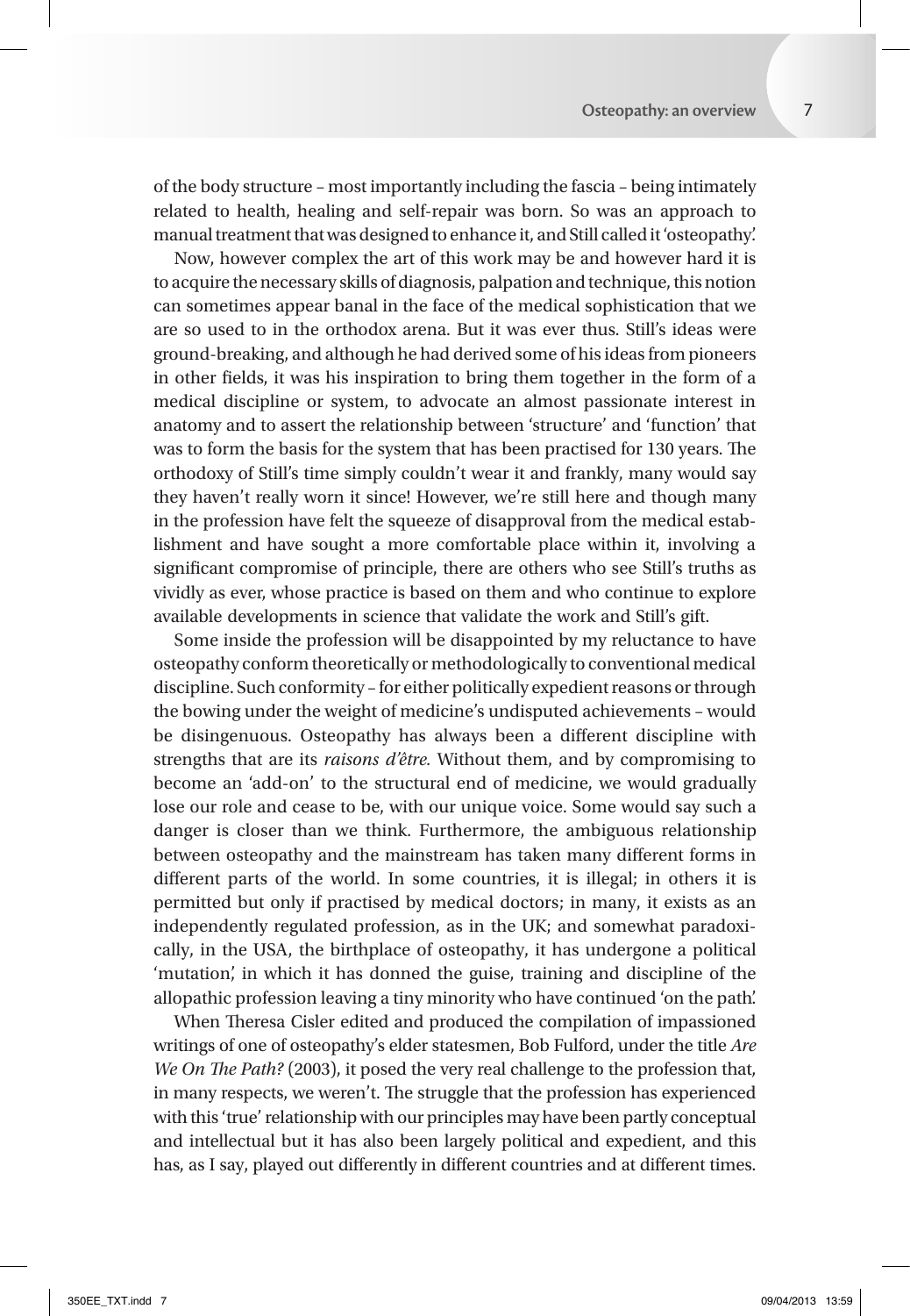of the body structure – most importantly including the fascia – being intimately related to health, healing and self-repair was born. So was an approach to manual treatment that was designed to enhance it, and Still called it 'osteopathy'.

Now, however complex the art of this work may be and however hard it is to acquire the necessary skills of diagnosis, palpation and technique, this notion can sometimes appear banal in the face of the medical sophistication that we are so used to in the orthodox arena. But it was ever thus. Still's ideas were ground-breaking, and although he had derived some of his ideas from pioneers in other fields, it was his inspiration to bring them together in the form of a medical discipline or system, to advocate an almost passionate interest in anatomy and to assert the relationship between 'structure' and 'function' that was to form the basis for the system that has been practised for 130 years. The orthodoxy of Still's time simply couldn't wear it and frankly, many would say they haven't really worn it since! However, we're still here and though many in the profession have felt the squeeze of disapproval from the medical establishment and have sought a more comfortable place within it, involving a significant compromise of principle, there are others who see Still's truths as vividly as ever, whose practice is based on them and who continue to explore available developments in science that validate the work and Still's gift.

Some inside the profession will be disappointed by my reluctance to have osteopathy conform theoretically or methodologically to conventional medical discipline. Such conformity – for either politically expedient reasons or through the bowing under the weight of medicine's undisputed achievements – would be disingenuous. Osteopathy has always been a different discipline with strengths that are its *raisons d'être.* Without them, and by compromising to become an 'add-on' to the structural end of medicine, we would gradually lose our role and cease to be, with our unique voice. Some would say such a danger is closer than we think. Furthermore, the ambiguous relationship between osteopathy and the mainstream has taken many different forms in different parts of the world. In some countries, it is illegal; in others it is permitted but only if practised by medical doctors; in many, it exists as an independently regulated profession, as in the UK; and somewhat paradoxically, in the USA, the birthplace of osteopathy, it has undergone a political 'mutation', in which it has donned the guise, training and discipline of the allopathic profession leaving a tiny minority who have continued 'on the path'.

When Theresa Cisler edited and produced the compilation of impassioned writings of one of osteopathy's elder statesmen, Bob Fulford, under the title *Are We On The Path?* (2003), it posed the very real challenge to the profession that, in many respects, we weren't. The struggle that the profession has experienced with this 'true' relationship with our principles may have been partly conceptual and intellectual but it has also been largely political and expedient, and this has, as I say, played out differently in different countries and at different times.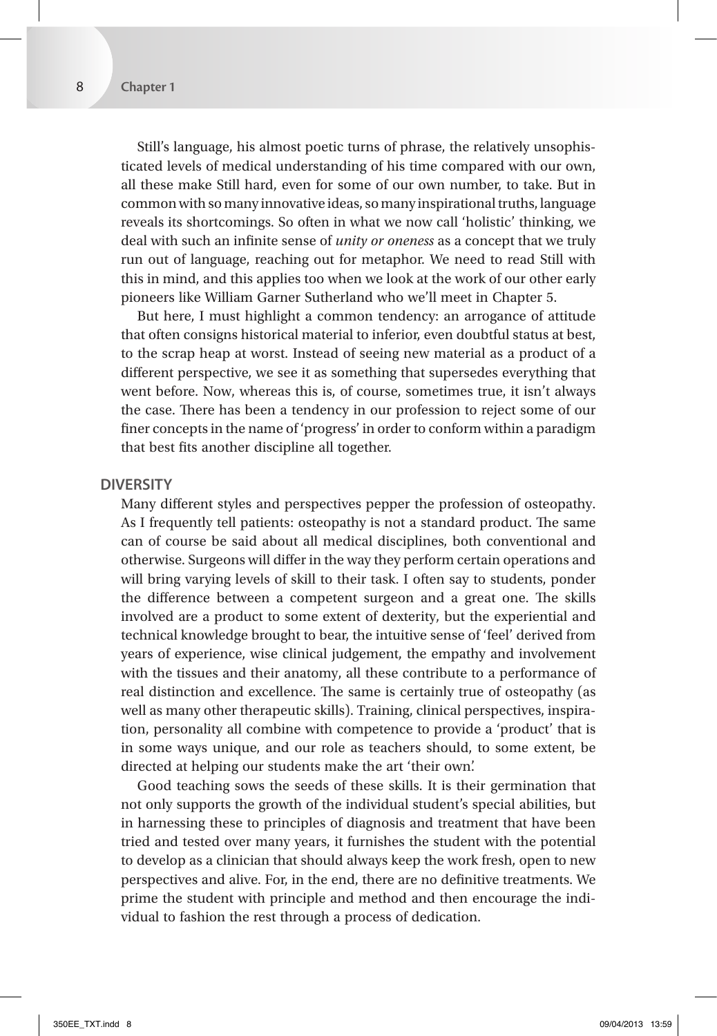Still's language, his almost poetic turns of phrase, the relatively unsophisticated levels of medical understanding of his time compared with our own, all these make Still hard, even for some of our own number, to take. But in common with so many innovative ideas, so many inspirational truths, language reveals its shortcomings. So often in what we now call 'holistic' thinking, we deal with such an infinite sense of *unity or oneness* as a concept that we truly run out of language, reaching out for metaphor. We need to read Still with this in mind, and this applies too when we look at the work of our other early pioneers like William Garner Sutherland who we'll meet in Chapter 5.

But here, I must highlight a common tendency: an arrogance of attitude that often consigns historical material to inferior, even doubtful status at best, to the scrap heap at worst. Instead of seeing new material as a product of a different perspective, we see it as something that supersedes everything that went before. Now, whereas this is, of course, sometimes true, it isn't always the case. There has been a tendency in our profession to reject some of our finer concepts in the name of 'progress' in order to conform within a paradigm that best fits another discipline all together.

## DIVERSITY

Many different styles and perspectives pepper the profession of osteopathy. As I frequently tell patients: osteopathy is not a standard product. The same can of course be said about all medical disciplines, both conventional and otherwise. Surgeons will differ in the way they perform certain operations and will bring varying levels of skill to their task. I often say to students, ponder the difference between a competent surgeon and a great one. The skills involved are a product to some extent of dexterity, but the experiential and technical knowledge brought to bear, the intuitive sense of 'feel' derived from years of experience, wise clinical judgement, the empathy and involvement with the tissues and their anatomy, all these contribute to a performance of real distinction and excellence. The same is certainly true of osteopathy (as well as many other therapeutic skills). Training, clinical perspectives, inspiration, personality all combine with competence to provide a 'product' that is in some ways unique, and our role as teachers should, to some extent, be directed at helping our students make the art 'their own'.

Good teaching sows the seeds of these skills. It is their germination that not only supports the growth of the individual student's special abilities, but in harnessing these to principles of diagnosis and treatment that have been tried and tested over many years, it furnishes the student with the potential to develop as a clinician that should always keep the work fresh, open to new perspectives and alive. For, in the end, there are no definitive treatments. We prime the student with principle and method and then encourage the individual to fashion the rest through a process of dedication.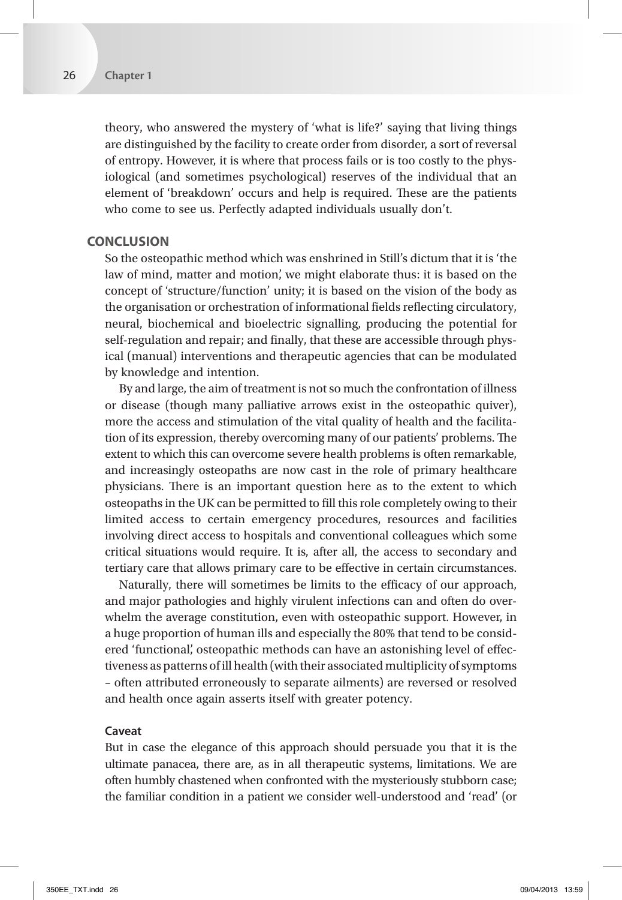theory, who answered the mystery of 'what is life?' saying that living things are distinguished by the facility to create order from disorder, a sort of reversal of entropy. However, it is where that process fails or is too costly to the physiological (and sometimes psychological) reserves of the individual that an element of 'breakdown' occurs and help is required. These are the patients who come to see us. Perfectly adapted individuals usually don't.

## CONCLUSION

So the osteopathic method which was enshrined in Still's dictum that it is 'the law of mind, matter and motion', we might elaborate thus: it is based on the concept of 'structure/function' unity; it is based on the vision of the body as the organisation or orchestration of informational fields reflecting circulatory, neural, biochemical and bioelectric signalling, producing the potential for self-regulation and repair; and finally, that these are accessible through physical (manual) interventions and therapeutic agencies that can be modulated by knowledge and intention.

By and large, the aim of treatment is not so much the confrontation of illness or disease (though many palliative arrows exist in the osteopathic quiver), more the access and stimulation of the vital quality of health and the facilitation of its expression, thereby overcoming many of our patients' problems. The extent to which this can overcome severe health problems is often remarkable, and increasingly osteopaths are now cast in the role of primary healthcare physicians. There is an important question here as to the extent to which osteopaths in the UK can be permitted to fill this role completely owing to their limited access to certain emergency procedures, resources and facilities involving direct access to hospitals and conventional colleagues which some critical situations would require. It is, after all, the access to secondary and tertiary care that allows primary care to be effective in certain circumstances.

Naturally, there will sometimes be limits to the efficacy of our approach, and major pathologies and highly virulent infections can and often do overwhelm the average constitution, even with osteopathic support. However, in a huge proportion of human ills and especially the 80% that tend to be considered 'functional', osteopathic methods can have an astonishing level of effectiveness as patterns of ill health (with their associated multiplicity of symptoms – often attributed erroneously to separate ailments) are reversed or resolved and health once again asserts itself with greater potency.

### Caveat

But in case the elegance of this approach should persuade you that it is the ultimate panacea, there are, as in all therapeutic systems, limitations. We are often humbly chastened when confronted with the mysteriously stubborn case; the familiar condition in a patient we consider well-understood and 'read' (or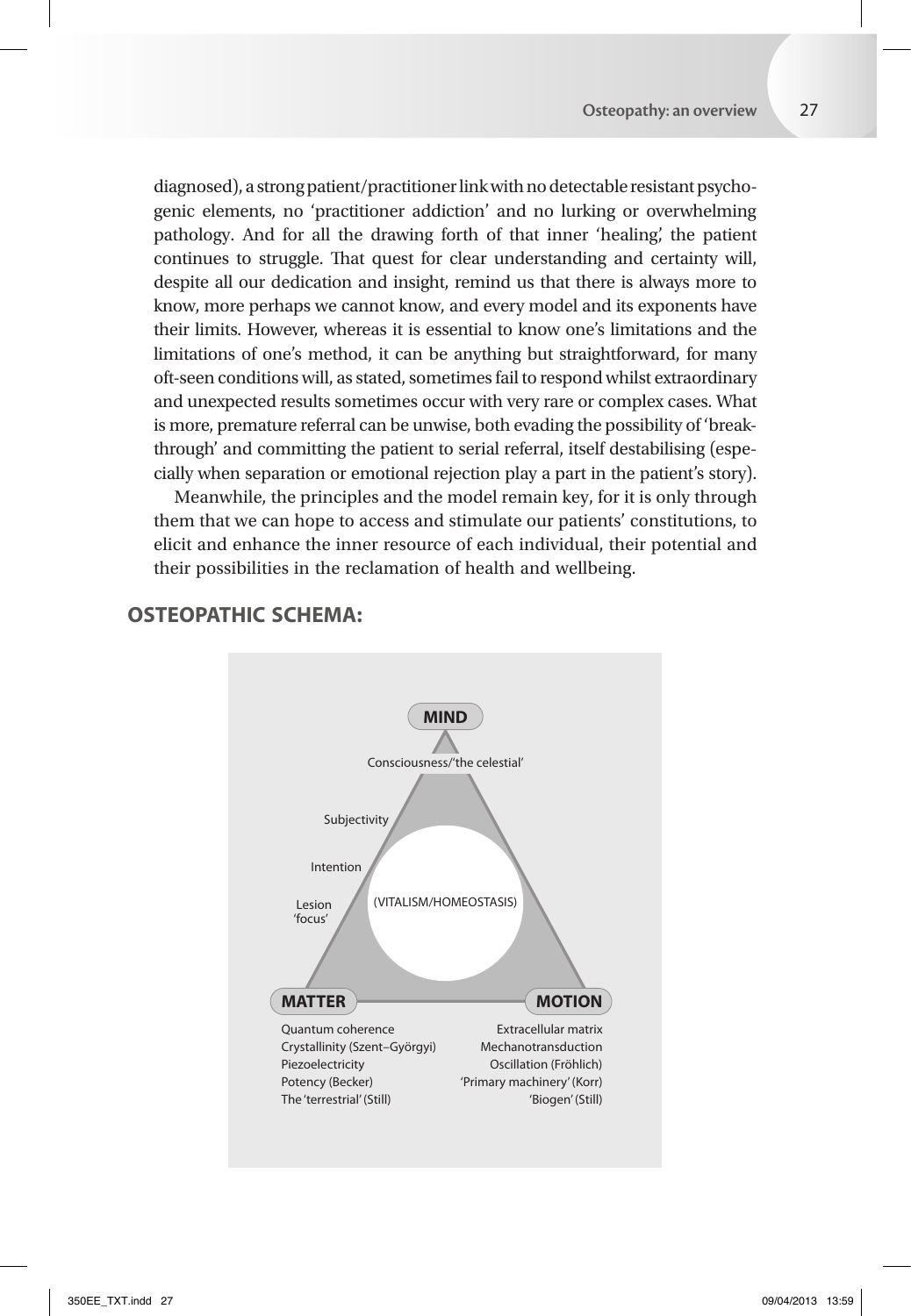diagnosed), a strong patient/practitioner link with no detectable resistant psychogenic elements, no 'practitioner addiction' and no lurking or overwhelming pathology. And for all the drawing forth of that inner 'healing', the patient continues to struggle. That quest for clear understanding and certainty will, despite all our dedication and insight, remind us that there is always more to know, more perhaps we cannot know, and every model and its exponents have their limits. However, whereas it is essential to know one's limitations and the limitations of one's method, it can be anything but straightforward, for many oft-seen conditions will, as stated, sometimes fail to respond whilst extraordinary and unexpected results sometimes occur with very rare or complex cases. What is more, premature referral can be unwise, both evading the possibility of 'breakthrough' and committing the patient to serial referral, itself destabilising (especially when separation or emotional rejection play a part in the patient's story).

Meanwhile, the principles and the model remain key, for it is only through them that we can hope to access and stimulate our patients' constitutions, to elicit and enhance the inner resource of each individual, their potential and their possibilities in the reclamation of health and wellbeing.

## OSTEOPATHIC SCHEMA:

MIND

Consciousness/'the celestial'

Subjectivity

Intention

Lesion 'focus'

(VITALISM/HOMEOSTASIS)

MATTER

Quantum coherence
Crystallinity (Szent–Györgyi)
Piezoelectricity
Potency (Becker)
The 'terrestrial' (Still)

MOTION

Extracellular matrix
Mechanotransduction
Oscillation (Fröhlich)
'Primary machinery' (Korr)
'Biogen' (Still)